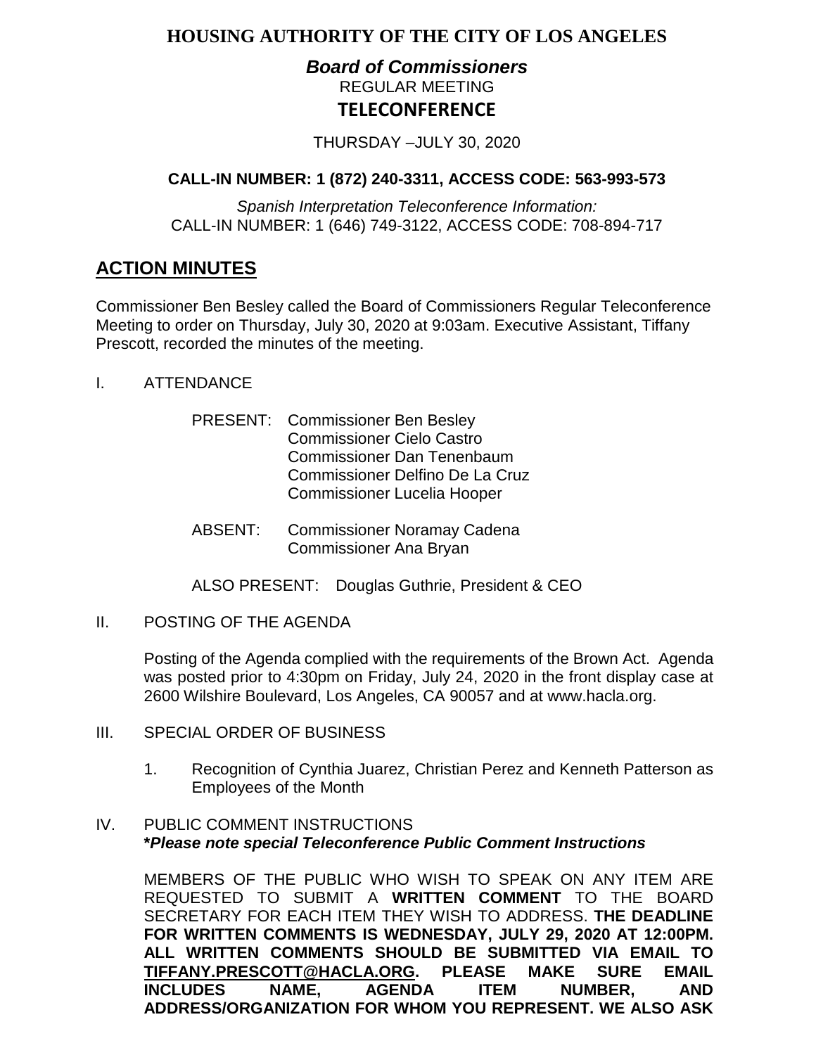# HOUSING AUTHORITY OF THE CITY OF LOS ANGELES

## *Board of Commissioners*

REGULAR MEETING

**TELECONFERENCE**

THURSDAY –JULY 30, 2020

**CALL-IN NUMBER: 1 (872) 240-3311, ACCESS CODE: 563-993-573**

*Spanish Interpretation Teleconference Information:*
CALL-IN NUMBER: 1 (646) 749-3122, ACCESS CODE: 708-894-717

## ACTION MINUTES

Commissioner Ben Besley called the Board of Commissioners Regular Teleconference Meeting to order on Thursday, July 30, 2020 at 9:03am. Executive Assistant, Tiffany Prescott, recorded the minutes of the meeting.

I. ATTENDANCE

PRESENT: Commissioner Ben Besley
Commissioner Cielo Castro
Commissioner Dan Tenenbaum
Commissioner Delfino De La Cruz
Commissioner Lucelia Hooper

ABSENT: Commissioner Noramay Cadena
Commissioner Ana Bryan

ALSO PRESENT: Douglas Guthrie, President & CEO

II. POSTING OF THE AGENDA

Posting of the Agenda complied with the requirements of the Brown Act. Agenda was posted prior to 4:30pm on Friday, July 24, 2020 in the front display case at 2600 Wilshire Boulevard, Los Angeles, CA 90057 and at www.hacla.org.

III. SPECIAL ORDER OF BUSINESS

1. Recognition of Cynthia Juarez, Christian Perez and Kenneth Patterson as Employees of the Month

IV. PUBLIC COMMENT INSTRUCTIONS
***Please note special Teleconference Public Comment Instructions***

MEMBERS OF THE PUBLIC WHO WISH TO SPEAK ON ANY ITEM ARE REQUESTED TO SUBMIT A **WRITTEN COMMENT** TO THE BOARD SECRETARY FOR EACH ITEM THEY WISH TO ADDRESS. **THE DEADLINE FOR WRITTEN COMMENTS IS WEDNESDAY, JULY 29, 2020 AT 12:00PM. ALL WRITTEN COMMENTS SHOULD BE SUBMITTED VIA EMAIL TO TIFFANY.PRESCOTT@HACLA.ORG. PLEASE MAKE SURE EMAIL INCLUDES NAME, AGENDA ITEM NUMBER, AND ADDRESS/ORGANIZATION FOR WHOM YOU REPRESENT. WE ALSO ASK**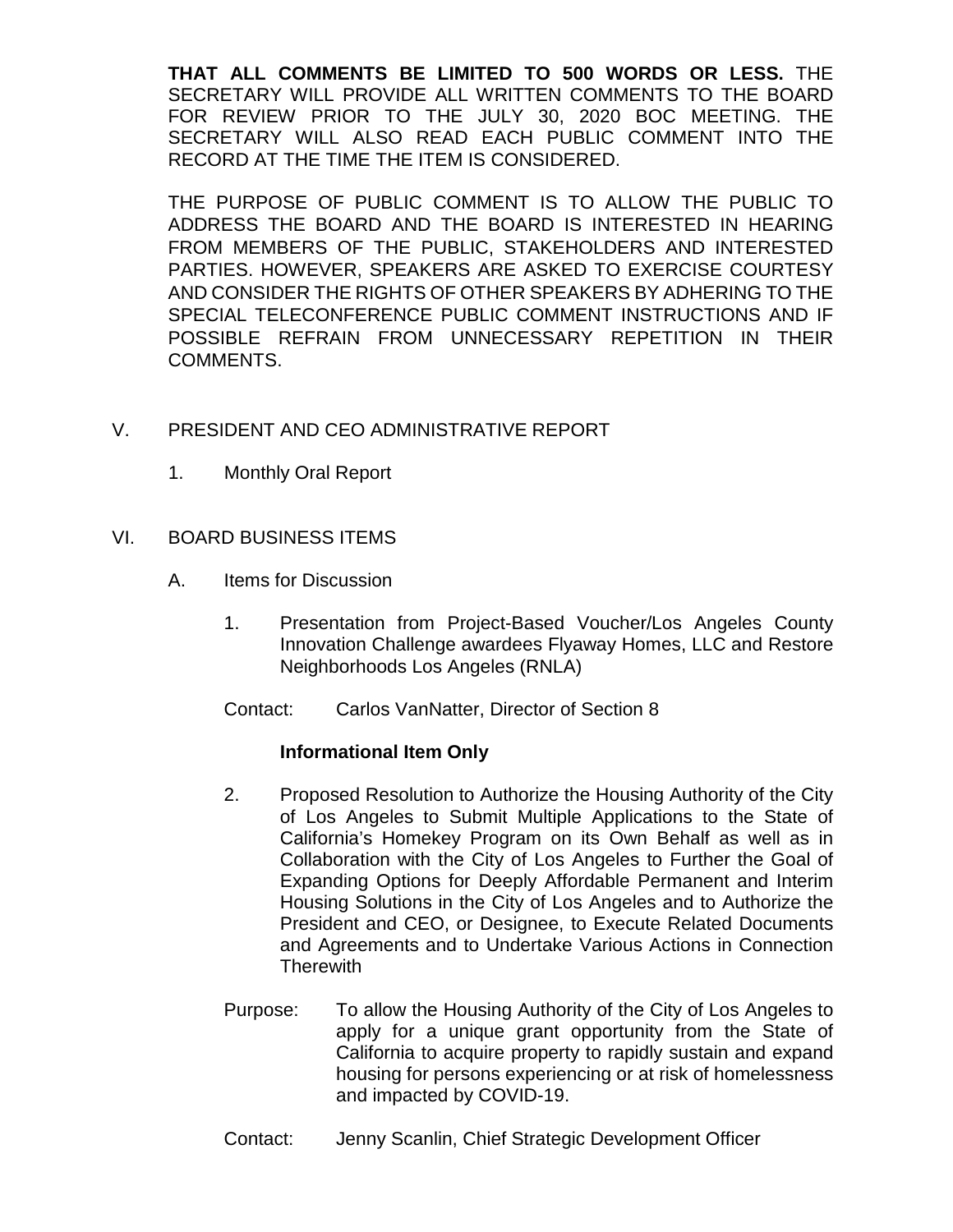**THAT ALL COMMENTS BE LIMITED TO 500 WORDS OR LESS.** THE SECRETARY WILL PROVIDE ALL WRITTEN COMMENTS TO THE BOARD FOR REVIEW PRIOR TO THE JULY 30, 2020 BOC MEETING. THE SECRETARY WILL ALSO READ EACH PUBLIC COMMENT INTO THE RECORD AT THE TIME THE ITEM IS CONSIDERED.

THE PURPOSE OF PUBLIC COMMENT IS TO ALLOW THE PUBLIC TO ADDRESS THE BOARD AND THE BOARD IS INTERESTED IN HEARING FROM MEMBERS OF THE PUBLIC, STAKEHOLDERS AND INTERESTED PARTIES. HOWEVER, SPEAKERS ARE ASKED TO EXERCISE COURTESY AND CONSIDER THE RIGHTS OF OTHER SPEAKERS BY ADHERING TO THE SPECIAL TELECONFERENCE PUBLIC COMMENT INSTRUCTIONS AND IF POSSIBLE REFRAIN FROM UNNECESSARY REPETITION IN THEIR COMMENTS.

V. PRESIDENT AND CEO ADMINISTRATIVE REPORT

1. Monthly Oral Report

VI. BOARD BUSINESS ITEMS

A. Items for Discussion

1. Presentation from Project-Based Voucher/Los Angeles County Innovation Challenge awardees Flyaway Homes, LLC and Restore Neighborhoods Los Angeles (RNLA)

Contact: Carlos VanNatter, Director of Section 8

**Informational Item Only**

2. Proposed Resolution to Authorize the Housing Authority of the City of Los Angeles to Submit Multiple Applications to the State of California's Homekey Program on its Own Behalf as well as in Collaboration with the City of Los Angeles to Further the Goal of Expanding Options for Deeply Affordable Permanent and Interim Housing Solutions in the City of Los Angeles and to Authorize the President and CEO, or Designee, to Execute Related Documents and Agreements and to Undertake Various Actions in Connection Therewith

Purpose: To allow the Housing Authority of the City of Los Angeles to apply for a unique grant opportunity from the State of California to acquire property to rapidly sustain and expand housing for persons experiencing or at risk of homelessness and impacted by COVID-19.

Contact: Jenny Scanlin, Chief Strategic Development Officer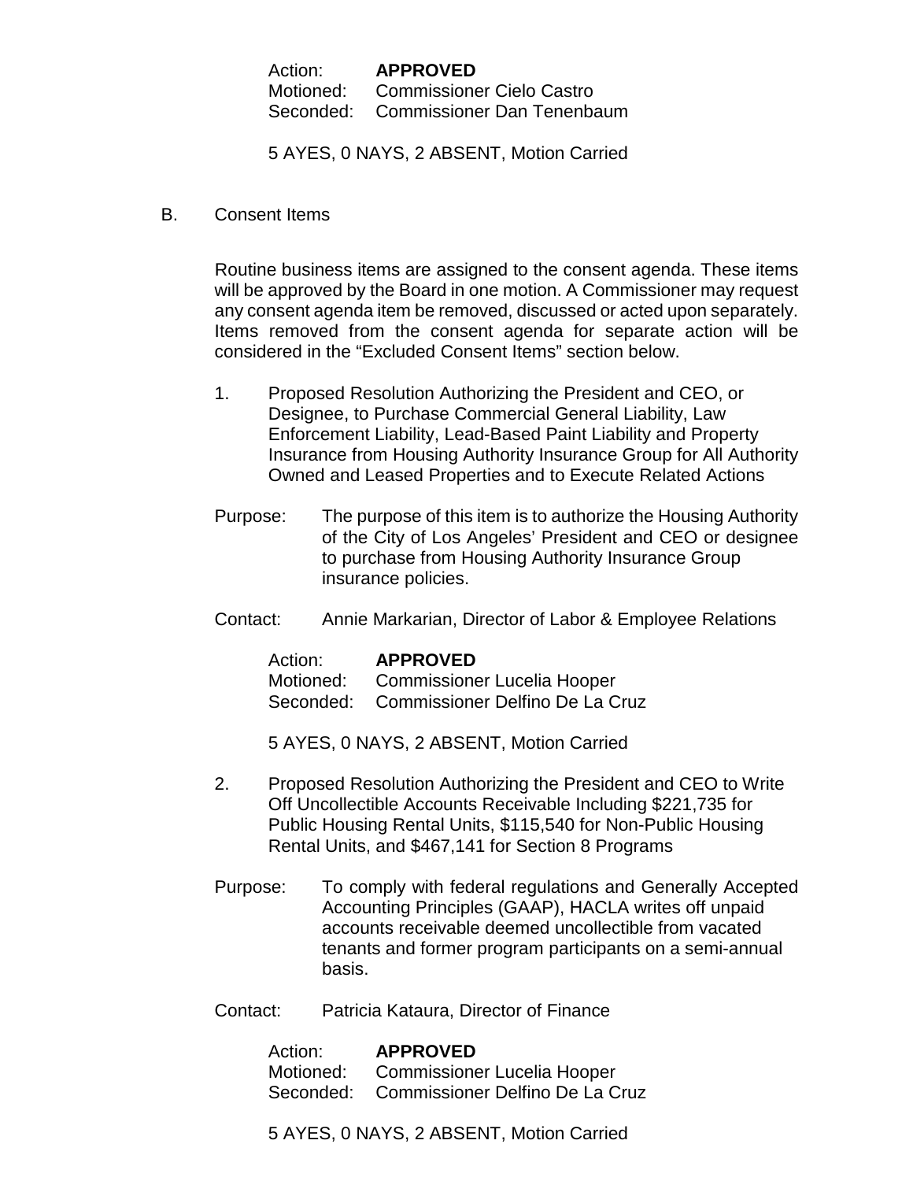Action: **APPROVED**
Motioned: Commissioner Cielo Castro
Seconded: Commissioner Dan Tenenbaum

5 AYES, 0 NAYS, 2 ABSENT, Motion Carried

B. Consent Items

Routine business items are assigned to the consent agenda. These items will be approved by the Board in one motion. A Commissioner may request any consent agenda item be removed, discussed or acted upon separately. Items removed from the consent agenda for separate action will be considered in the "Excluded Consent Items" section below.

1. Proposed Resolution Authorizing the President and CEO, or Designee, to Purchase Commercial General Liability, Law Enforcement Liability, Lead-Based Paint Liability and Property Insurance from Housing Authority Insurance Group for All Authority Owned and Leased Properties and to Execute Related Actions

Purpose: The purpose of this item is to authorize the Housing Authority of the City of Los Angeles' President and CEO or designee to purchase from Housing Authority Insurance Group insurance policies.

Contact: Annie Markarian, Director of Labor & Employee Relations

Action: **APPROVED**
Motioned: Commissioner Lucelia Hooper
Seconded: Commissioner Delfino De La Cruz

5 AYES, 0 NAYS, 2 ABSENT, Motion Carried

2. Proposed Resolution Authorizing the President and CEO to Write Off Uncollectible Accounts Receivable Including $221,735 for Public Housing Rental Units, $115,540 for Non-Public Housing Rental Units, and $467,141 for Section 8 Programs

Purpose: To comply with federal regulations and Generally Accepted Accounting Principles (GAAP), HACLA writes off unpaid accounts receivable deemed uncollectible from vacated tenants and former program participants on a semi-annual basis.

Contact: Patricia Kataura, Director of Finance

Action: **APPROVED**
Motioned: Commissioner Lucelia Hooper
Seconded: Commissioner Delfino De La Cruz

5 AYES, 0 NAYS, 2 ABSENT, Motion Carried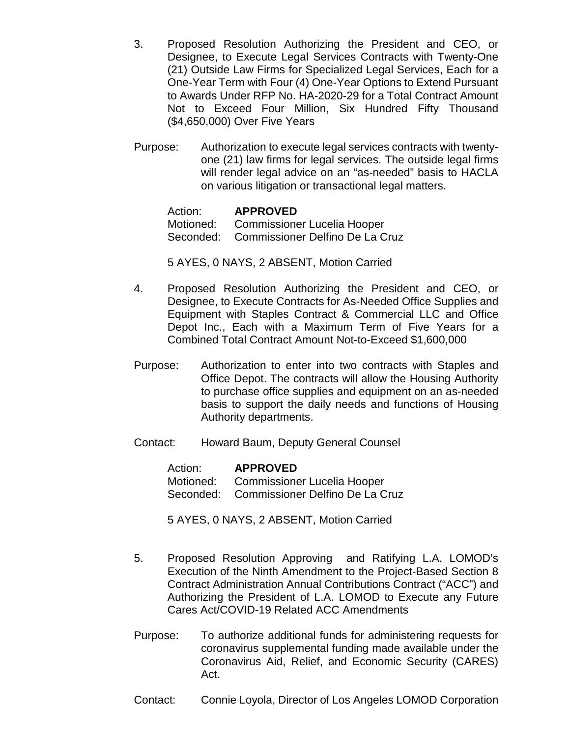3. Proposed Resolution Authorizing the President and CEO, or Designee, to Execute Legal Services Contracts with Twenty-One (21) Outside Law Firms for Specialized Legal Services, Each for a One-Year Term with Four (4) One-Year Options to Extend Pursuant to Awards Under RFP No. HA-2020-29 for a Total Contract Amount Not to Exceed Four Million, Six Hundred Fifty Thousand ($4,650,000) Over Five Years

Purpose: Authorization to execute legal services contracts with twenty-one (21) law firms for legal services. The outside legal firms will render legal advice on an "as-needed" basis to HACLA on various litigation or transactional legal matters.

Action: **APPROVED**
Motioned: Commissioner Lucelia Hooper
Seconded: Commissioner Delfino De La Cruz

5 AYES, 0 NAYS, 2 ABSENT, Motion Carried

4. Proposed Resolution Authorizing the President and CEO, or Designee, to Execute Contracts for As-Needed Office Supplies and Equipment with Staples Contract & Commercial LLC and Office Depot Inc., Each with a Maximum Term of Five Years for a Combined Total Contract Amount Not-to-Exceed $1,600,000

Purpose: Authorization to enter into two contracts with Staples and Office Depot. The contracts will allow the Housing Authority to purchase office supplies and equipment on an as-needed basis to support the daily needs and functions of Housing Authority departments.

Contact: Howard Baum, Deputy General Counsel

Action: **APPROVED**
Motioned: Commissioner Lucelia Hooper
Seconded: Commissioner Delfino De La Cruz

5 AYES, 0 NAYS, 2 ABSENT, Motion Carried

5. Proposed Resolution Approving and Ratifying L.A. LOMOD's Execution of the Ninth Amendment to the Project-Based Section 8 Contract Administration Annual Contributions Contract ("ACC") and Authorizing the President of L.A. LOMOD to Execute any Future Cares Act/COVID-19 Related ACC Amendments

Purpose: To authorize additional funds for administering requests for coronavirus supplemental funding made available under the Coronavirus Aid, Relief, and Economic Security (CARES) Act.

Contact: Connie Loyola, Director of Los Angeles LOMOD Corporation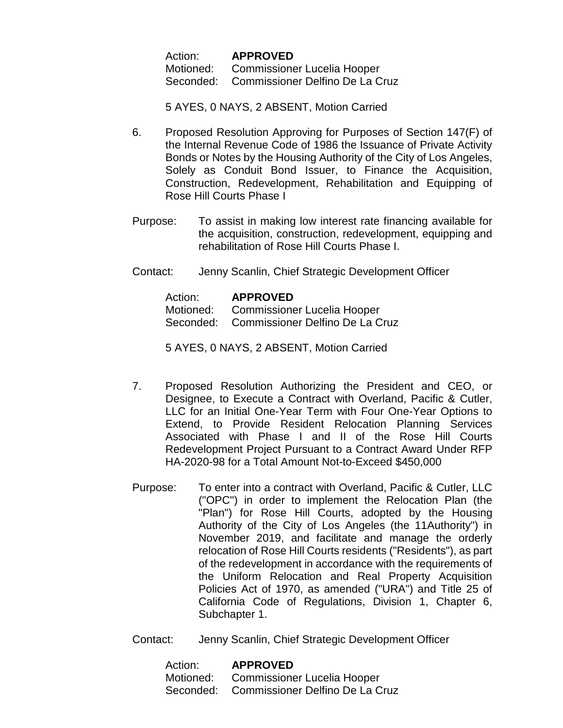Action: **APPROVED**
Motioned: Commissioner Lucelia Hooper
Seconded: Commissioner Delfino De La Cruz

5 AYES, 0 NAYS, 2 ABSENT, Motion Carried

6. Proposed Resolution Approving for Purposes of Section 147(F) of the Internal Revenue Code of 1986 the Issuance of Private Activity Bonds or Notes by the Housing Authority of the City of Los Angeles, Solely as Conduit Bond Issuer, to Finance the Acquisition, Construction, Redevelopment, Rehabilitation and Equipping of Rose Hill Courts Phase I

Purpose: To assist in making low interest rate financing available for the acquisition, construction, redevelopment, equipping and rehabilitation of Rose Hill Courts Phase I.

Contact: Jenny Scanlin, Chief Strategic Development Officer

Action: **APPROVED**
Motioned: Commissioner Lucelia Hooper
Seconded: Commissioner Delfino De La Cruz

5 AYES, 0 NAYS, 2 ABSENT, Motion Carried

7. Proposed Resolution Authorizing the President and CEO, or Designee, to Execute a Contract with Overland, Pacific & Cutler, LLC for an Initial One-Year Term with Four One-Year Options to Extend, to Provide Resident Relocation Planning Services Associated with Phase I and II of the Rose Hill Courts Redevelopment Project Pursuant to a Contract Award Under RFP HA-2020-98 for a Total Amount Not-to-Exceed $450,000

Purpose: To enter into a contract with Overland, Pacific & Cutler, LLC ("OPC") in order to implement the Relocation Plan (the "Plan") for Rose Hill Courts, adopted by the Housing Authority of the City of Los Angeles (the 11Authority") in November 2019, and facilitate and manage the orderly relocation of Rose Hill Courts residents ("Residents"), as part of the redevelopment in accordance with the requirements of the Uniform Relocation and Real Property Acquisition Policies Act of 1970, as amended ("URA") and Title 25 of California Code of Regulations, Division 1, Chapter 6, Subchapter 1.

Contact: Jenny Scanlin, Chief Strategic Development Officer

Action: **APPROVED**
Motioned: Commissioner Lucelia Hooper
Seconded: Commissioner Delfino De La Cruz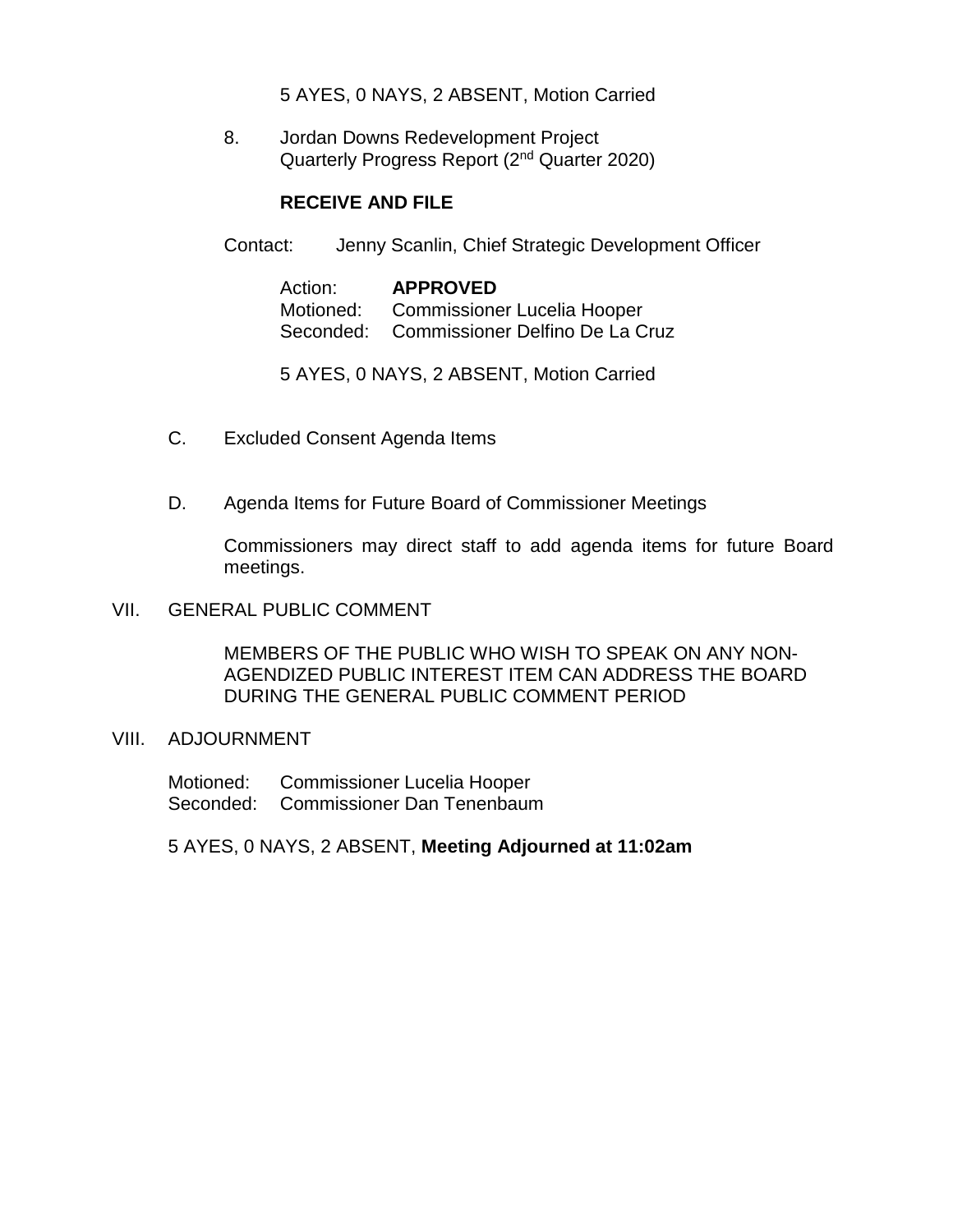5 AYES, 0 NAYS, 2 ABSENT, Motion Carried

8. Jordan Downs Redevelopment Project
   Quarterly Progress Report (2nd Quarter 2020)

   **RECEIVE AND FILE**

   Contact: Jenny Scanlin, Chief Strategic Development Officer

   Action: **APPROVED**
   Motioned: Commissioner Lucelia Hooper
   Seconded: Commissioner Delfino De La Cruz

   5 AYES, 0 NAYS, 2 ABSENT, Motion Carried

C. Excluded Consent Agenda Items

D. Agenda Items for Future Board of Commissioner Meetings

   Commissioners may direct staff to add agenda items for future Board meetings.

VII. GENERAL PUBLIC COMMENT

   MEMBERS OF THE PUBLIC WHO WISH TO SPEAK ON ANY NON-AGENDIZED PUBLIC INTEREST ITEM CAN ADDRESS THE BOARD DURING THE GENERAL PUBLIC COMMENT PERIOD

VIII. ADJOURNMENT

   Motioned: Commissioner Lucelia Hooper
   Seconded: Commissioner Dan Tenenbaum

   5 AYES, 0 NAYS, 2 ABSENT, **Meeting Adjourned at 11:02am**